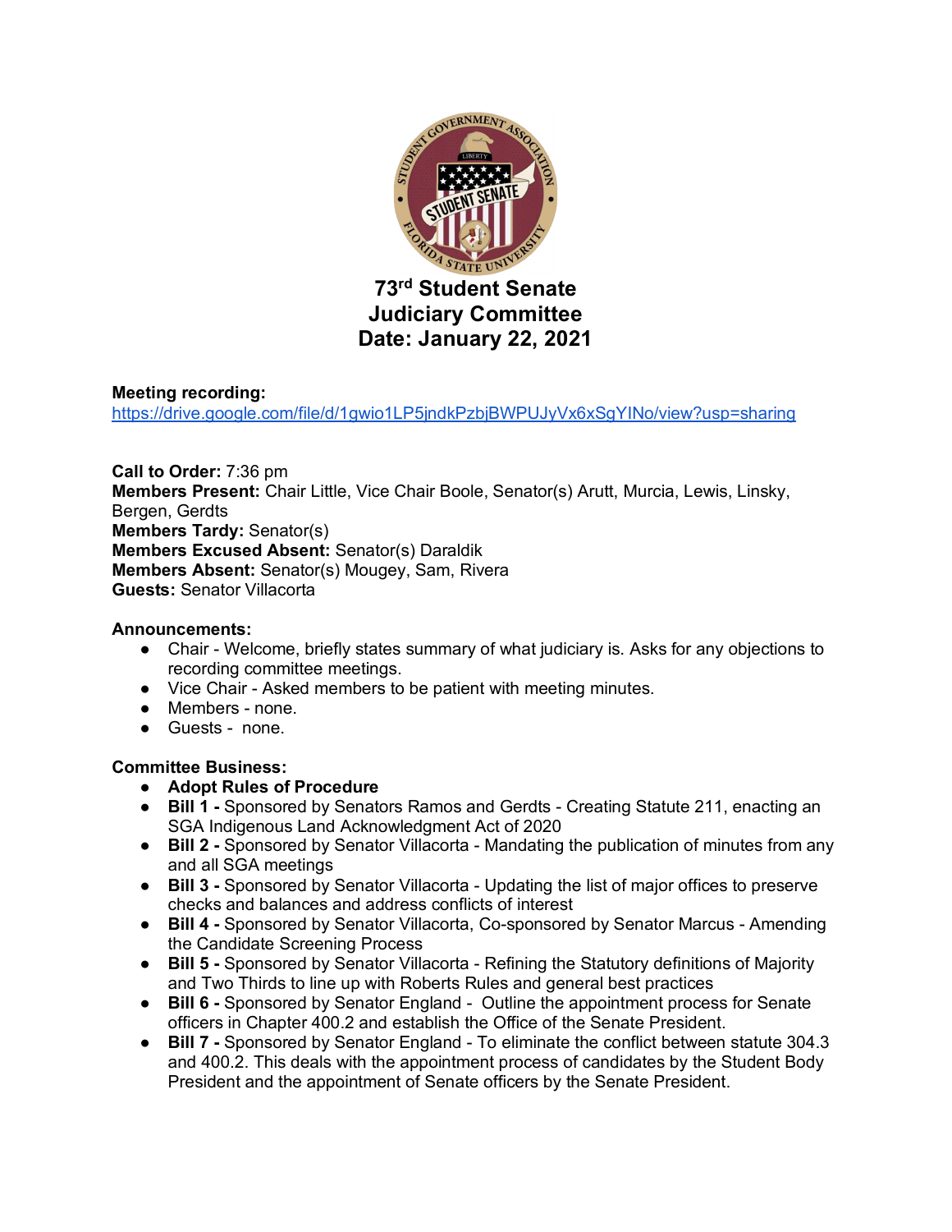# 73rd Student Senate
# Judiciary Committee
# Date: January 22, 2021

**Meeting recording:**
https://drive.google.com/file/d/1gwio1LP5jndkPzbjBWPUJyVx6xSgYINo/view?usp=sharing

**Call to Order:** 7:36 pm
**Members Present:** Chair Little, Vice Chair Boole, Senator(s) Arutt, Murcia, Lewis, Linsky, Bergen, Gerdts
**Members Tardy:** Senator(s)
**Members Excused Absent:** Senator(s) Daraldik
**Members Absent:** Senator(s) Mougey, Sam, Rivera
**Guests:** Senator Villacorta

**Announcements:**

- Chair - Welcome, briefly states summary of what judiciary is. Asks for any objections to recording committee meetings.
- Vice Chair - Asked members to be patient with meeting minutes.
- Members - none.
- Guests - none.

**Committee Business:**

- **Adopt Rules of Procedure**
- **Bill 1 -** Sponsored by Senators Ramos and Gerdts - Creating Statute 211, enacting an SGA Indigenous Land Acknowledgment Act of 2020
- **Bill 2 -** Sponsored by Senator Villacorta - Mandating the publication of minutes from any and all SGA meetings
- **Bill 3 -** Sponsored by Senator Villacorta - Updating the list of major offices to preserve checks and balances and address conflicts of interest
- **Bill 4 -** Sponsored by Senator Villacorta, Co-sponsored by Senator Marcus - Amending the Candidate Screening Process
- **Bill 5 -** Sponsored by Senator Villacorta - Refining the Statutory definitions of Majority and Two Thirds to line up with Roberts Rules and general best practices
- **Bill 6 -** Sponsored by Senator England - Outline the appointment process for Senate officers in Chapter 400.2 and establish the Office of the Senate President.
- **Bill 7 -** Sponsored by Senator England - To eliminate the conflict between statute 304.3 and 400.2. This deals with the appointment process of candidates by the Student Body President and the appointment of Senate officers by the Senate President.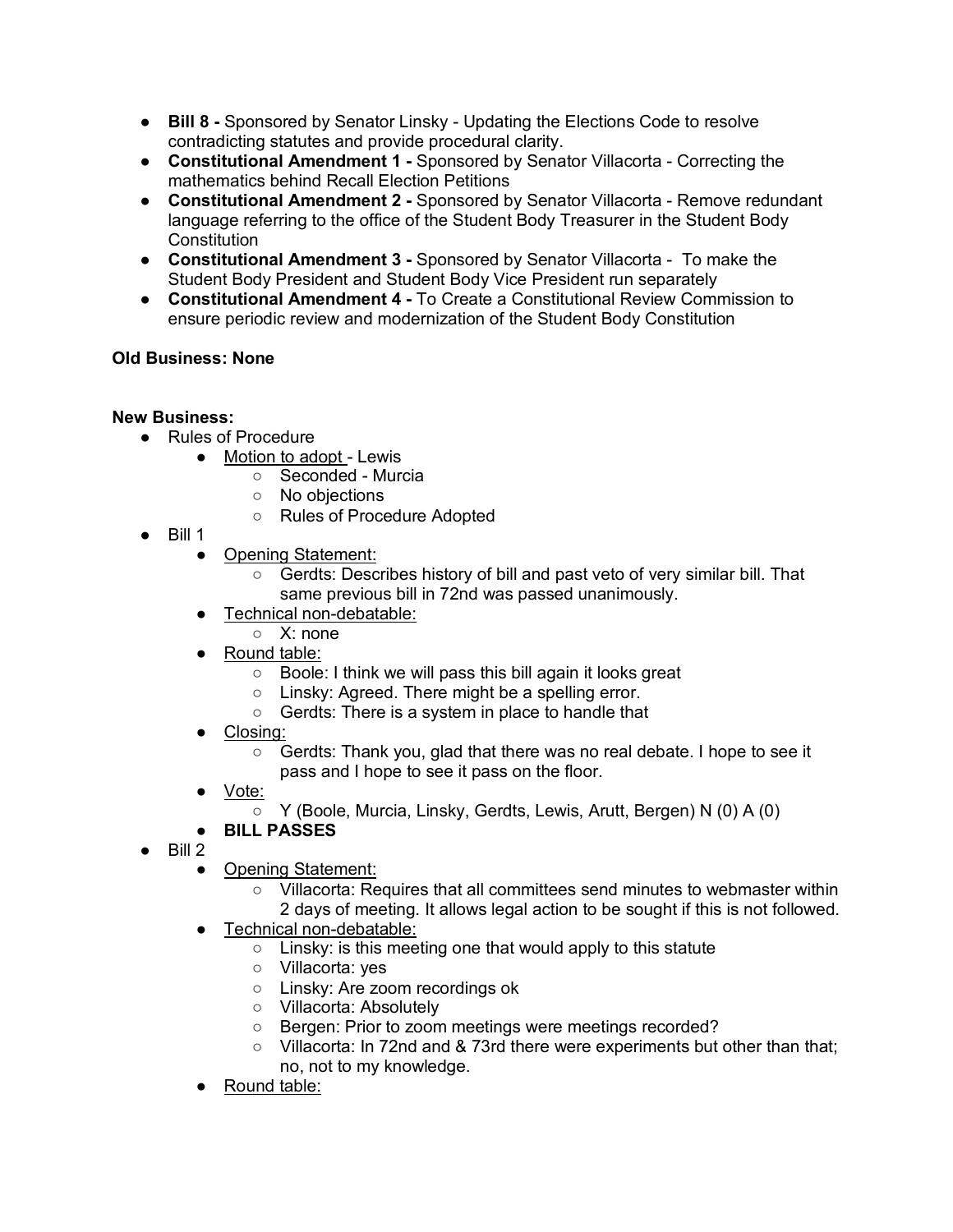- **Bill 8 -** Sponsored by Senator Linsky - Updating the Elections Code to resolve contradicting statutes and provide procedural clarity.
- **Constitutional Amendment 1 -** Sponsored by Senator Villacorta - Correcting the mathematics behind Recall Election Petitions
- **Constitutional Amendment 2 -** Sponsored by Senator Villacorta - Remove redundant language referring to the office of the Student Body Treasurer in the Student Body Constitution
- **Constitutional Amendment 3 -** Sponsored by Senator Villacorta - To make the Student Body President and Student Body Vice President run separately
- **Constitutional Amendment 4 -** To Create a Constitutional Review Commission to ensure periodic review and modernization of the Student Body Constitution

**Old Business: None**

**New Business:**

- Rules of Procedure
  - Motion to adopt - Lewis
    - Seconded - Murcia
    - No objections
    - Rules of Procedure Adopted
- Bill 1
  - Opening Statement:
    - Gerdts: Describes history of bill and past veto of very similar bill. That same previous bill in 72nd was passed unanimously.
  - Technical non-debatable:
    - X: none
  - Round table:
    - Boole: I think we will pass this bill again it looks great
    - Linsky: Agreed. There might be a spelling error.
    - Gerdts: There is a system in place to handle that
  - Closing:
    - Gerdts: Thank you, glad that there was no real debate. I hope to see it pass and I hope to see it pass on the floor.
  - Vote:
    - Y (Boole, Murcia, Linsky, Gerdts, Lewis, Arutt, Bergen) N (0) A (0)
  - **BILL PASSES**
- Bill 2
  - Opening Statement:
    - Villacorta: Requires that all committees send minutes to webmaster within 2 days of meeting. It allows legal action to be sought if this is not followed.
  - Technical non-debatable:
    - Linsky: is this meeting one that would apply to this statute
    - Villacorta: yes
    - Linsky: Are zoom recordings ok
    - Villacorta: Absolutely
    - Bergen: Prior to zoom meetings were meetings recorded?
    - Villacorta: In 72nd and & 73rd there were experiments but other than that; no, not to my knowledge.
  - Round table: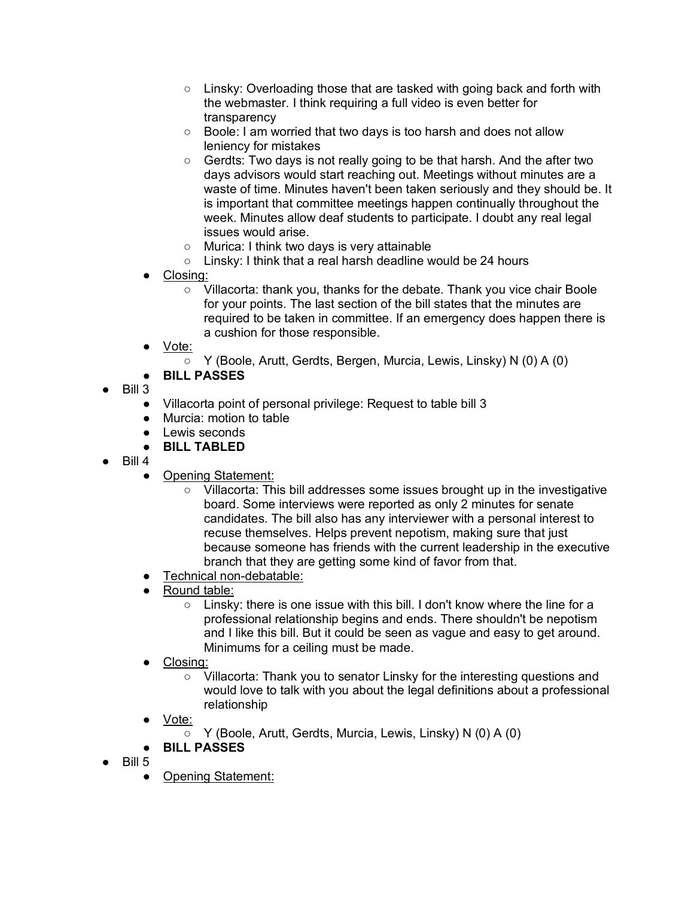- Linsky: Overloading those that are tasked with going back and forth with the webmaster. I think requiring a full video is even better for transparency
        - Boole: I am worried that two days is too harsh and does not allow leniency for mistakes
        - Gerdts: Two days is not really going to be that harsh. And the after two days advisors would start reaching out. Meetings without minutes are a waste of time. Minutes haven't been taken seriously and they should be. It is important that committee meetings happen continually throughout the week. Minutes allow deaf students to participate. I doubt any real legal issues would arise.
        - Murica: I think two days is very attainable
        - Linsky: I think that a real harsh deadline would be 24 hours
    - <u>Closing:</u>
        - Villacorta: thank you, thanks for the debate. Thank you vice chair Boole for your points. The last section of the bill states that the minutes are required to be taken in committee. If an emergency does happen there is a cushion for those responsible.
    - <u>Vote:</u>
        - Y (Boole, Arutt, Gerdts, Bergen, Murcia, Lewis, Linsky) N (0) A (0)
    - **BILL PASSES**
- Bill 3
    - Villacorta point of personal privilege: Request to table bill 3
    - Murcia: motion to table
    - Lewis seconds
    - **BILL TABLED**
- Bill 4
    - <u>Opening Statement:</u>
        - Villacorta: This bill addresses some issues brought up in the investigative board. Some interviews were reported as only 2 minutes for senate candidates. The bill also has any interviewer with a personal interest to recuse themselves. Helps prevent nepotism, making sure that just because someone has friends with the current leadership in the executive branch that they are getting some kind of favor from that.
    - <u>Technical non-debatable:</u>
    - <u>Round table:</u>
        - Linsky: there is one issue with this bill. I don't know where the line for a professional relationship begins and ends. There shouldn't be nepotism and I like this bill. But it could be seen as vague and easy to get around. Minimums for a ceiling must be made.
    - <u>Closing:</u>
        - Villacorta: Thank you to senator Linsky for the interesting questions and would love to talk with you about the legal definitions about a professional relationship
    - <u>Vote:</u>
        - Y (Boole, Arutt, Gerdts, Murcia, Lewis, Linsky) N (0) A (0)
    - **BILL PASSES**
- Bill 5
    - <u>Opening Statement:</u>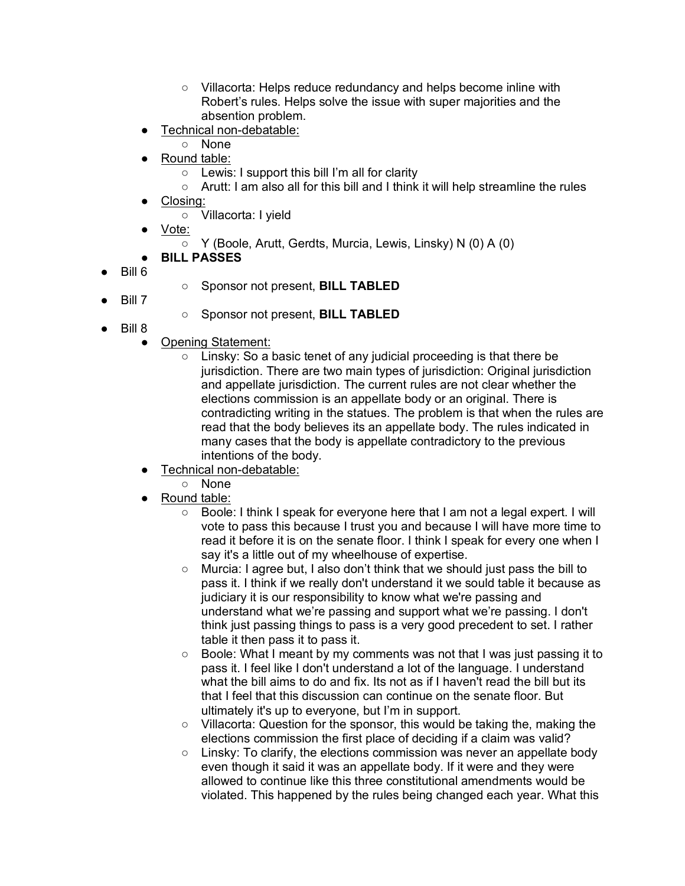- Villacorta: Helps reduce redundancy and helps become inline with Robert's rules. Helps solve the issue with super majorities and the absention problem.
    - <u>Technical non-debatable:</u>
        - None
    - <u>Round table:</u>
        - Lewis: I support this bill I'm all for clarity
        - Arutt: I am also all for this bill and I think it will help streamline the rules
    - <u>Closing:</u>
        - Villacorta: I yield
    - <u>Vote:</u>
        - Y (Boole, Arutt, Gerdts, Murcia, Lewis, Linsky) N (0) A (0)
    - **BILL PASSES**
- Bill 6
    - Sponsor not present, **BILL TABLED**
- Bill 7
    - Sponsor not present, **BILL TABLED**
- Bill 8
    - <u>Opening Statement:</u>
        - Linsky: So a basic tenet of any judicial proceeding is that there be jurisdiction. There are two main types of jurisdiction: Original jurisdiction and appellate jurisdiction. The current rules are not clear whether the elections commission is an appellate body or an original. There is contradicting writing in the statues. The problem is that when the rules are read that the body believes its an appellate body. The rules indicated in many cases that the body is appellate contradictory to the previous intentions of the body.
    - <u>Technical non-debatable:</u>
        - None
    - <u>Round table:</u>
        - Boole: I think I speak for everyone here that I am not a legal expert. I will vote to pass this because I trust you and because I will have more time to read it before it is on the senate floor. I think I speak for every one when I say it's a little out of my wheelhouse of expertise.
        - Murcia: I agree but, I also don't think that we should just pass the bill to pass it. I think if we really don't understand it we sould table it because as judiciary it is our responsibility to know what we're passing and understand what we're passing and support what we're passing. I don't think just passing things to pass is a very good precedent to set. I rather table it then pass it to pass it.
        - Boole: What I meant by my comments was not that I was just passing it to pass it. I feel like I don't understand a lot of the language. I understand what the bill aims to do and fix. Its not as if I haven't read the bill but its that I feel that this discussion can continue on the senate floor. But ultimately it's up to everyone, but I'm in support.
        - Villacorta: Question for the sponsor, this would be taking the, making the elections commission the first place of deciding if a claim was valid?
        - Linsky: To clarify, the elections commission was never an appellate body even though it said it was an appellate body. If it were and they were allowed to continue like this three constitutional amendments would be violated. This happened by the rules being changed each year. What this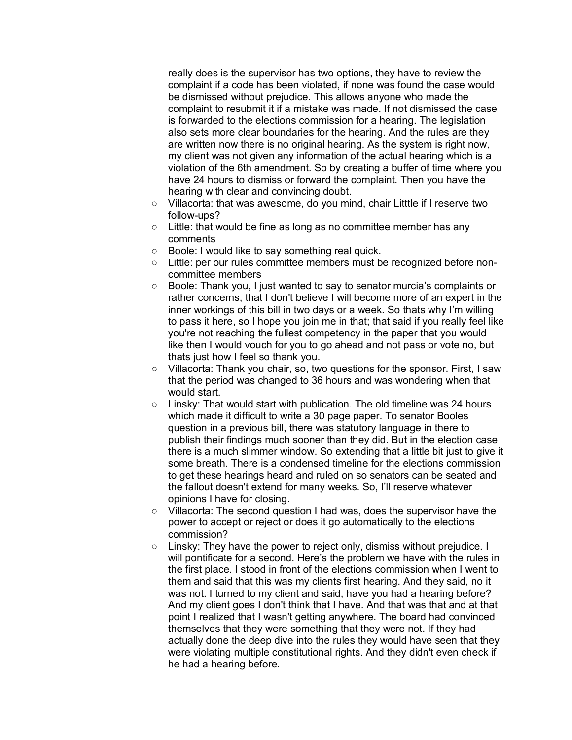really does is the supervisor has two options, they have to review the complaint if a code has been violated, if none was found the case would be dismissed without prejudice. This allows anyone who made the complaint to resubmit it if a mistake was made. If not dismissed the case is forwarded to the elections commission for a hearing. The legislation also sets more clear boundaries for the hearing. And the rules are they are written now there is no original hearing. As the system is right now, my client was not given any information of the actual hearing which is a violation of the 6th amendment. So by creating a buffer of time where you have 24 hours to dismiss or forward the complaint. Then you have the hearing with clear and convincing doubt.

- Villacorta: that was awesome, do you mind, chair Litttle if I reserve two follow-ups?
- Little: that would be fine as long as no committee member has any comments
- Boole: I would like to say something real quick.
- Little: per our rules committee members must be recognized before non-committee members
- Boole: Thank you, I just wanted to say to senator murcia's complaints or rather concerns, that I don't believe I will become more of an expert in the inner workings of this bill in two days or a week. So thats why I'm willing to pass it here, so I hope you join me in that; that said if you really feel like you're not reaching the fullest competency in the paper that you would like then I would vouch for you to go ahead and not pass or vote no, but thats just how I feel so thank you.
- Villacorta: Thank you chair, so, two questions for the sponsor. First, I saw that the period was changed to 36 hours and was wondering when that would start.
- Linsky: That would start with publication. The old timeline was 24 hours which made it difficult to write a 30 page paper. To senator Booles question in a previous bill, there was statutory language in there to publish their findings much sooner than they did. But in the election case there is a much slimmer window. So extending that a little bit just to give it some breath. There is a condensed timeline for the elections commission to get these hearings heard and ruled on so senators can be seated and the fallout doesn't extend for many weeks. So, I'll reserve whatever opinions I have for closing.
- Villacorta: The second question I had was, does the supervisor have the power to accept or reject or does it go automatically to the elections commission?
- Linsky: They have the power to reject only, dismiss without prejudice. I will pontificate for a second. Here's the problem we have with the rules in the first place. I stood in front of the elections commission when I went to them and said that this was my clients first hearing. And they said, no it was not. I turned to my client and said, have you had a hearing before? And my client goes I don't think that I have. And that was that and at that point I realized that I wasn't getting anywhere. The board had convinced themselves that they were something that they were not. If they had actually done the deep dive into the rules they would have seen that they were violating multiple constitutional rights. And they didn't even check if he had a hearing before.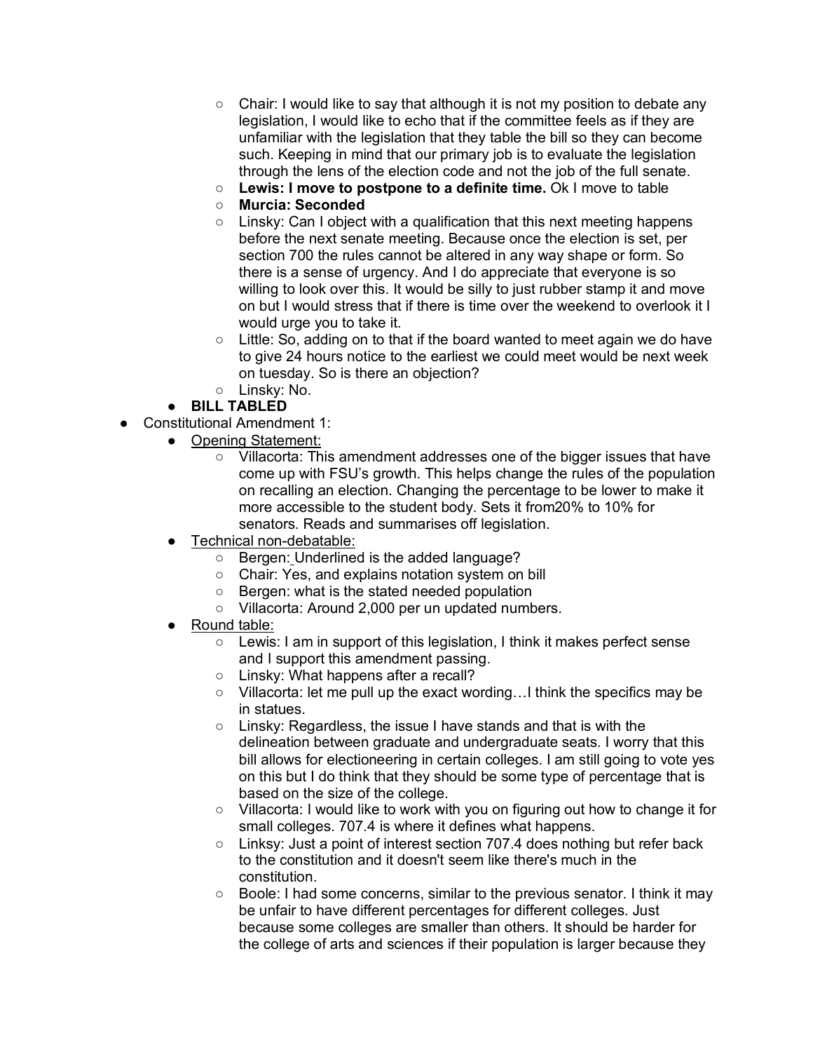- Chair: I would like to say that although it is not my position to debate any legislation, I would like to echo that if the committee feels as if they are unfamiliar with the legislation that they table the bill so they can become such. Keeping in mind that our primary job is to evaluate the legislation through the lens of the election code and not the job of the full senate.
- **Lewis: I move to postpone to a definite time.** Ok I move to table
- **Murcia: Seconded**
- Linsky: Can I object with a qualification that this next meeting happens before the next senate meeting. Because once the election is set, per section 700 the rules cannot be altered in any way shape or form. So there is a sense of urgency. And I do appreciate that everyone is so willing to look over this. It would be silly to just rubber stamp it and move on but I would stress that if there is time over the weekend to overlook it I would urge you to take it.
- Little: So, adding on to that if the board wanted to meet again we do have to give 24 hours notice to the earliest we could meet would be next week on tuesday. So is there an objection?
- Linsky: No.

- **BILL TABLED**

- Constitutional Amendment 1:
  - <u>Opening Statement:</u>
    - Villacorta: This amendment addresses one of the bigger issues that have come up with FSU's growth. This helps change the rules of the population on recalling an election. Changing the percentage to be lower to make it more accessible to the student body. Sets it from20% to 10% for senators. Reads and summarises off legislation.
  - <u>Technical non-debatable:</u>
    - Bergen: Underlined is the added language?
    - Chair: Yes, and explains notation system on bill
    - Bergen: what is the stated needed population
    - Villacorta: Around 2,000 per un updated numbers.
  - <u>Round table:</u>
    - Lewis: I am in support of this legislation, I think it makes perfect sense and I support this amendment passing.
    - Linsky: What happens after a recall?
    - Villacorta: let me pull up the exact wording…I think the specifics may be in statues.
    - Linsky: Regardless, the issue I have stands and that is with the delineation between graduate and undergraduate seats. I worry that this bill allows for electioneering in certain colleges. I am still going to vote yes on this but I do think that they should be some type of percentage that is based on the size of the college.
    - Villacorta: I would like to work with you on figuring out how to change it for small colleges. 707.4 is where it defines what happens.
    - Linksy: Just a point of interest section 707.4 does nothing but refer back to the constitution and it doesn't seem like there's much in the constitution.
    - Boole: I had some concerns, similar to the previous senator. I think it may be unfair to have different percentages for different colleges. Just because some colleges are smaller than others. It should be harder for the college of arts and sciences if their population is larger because they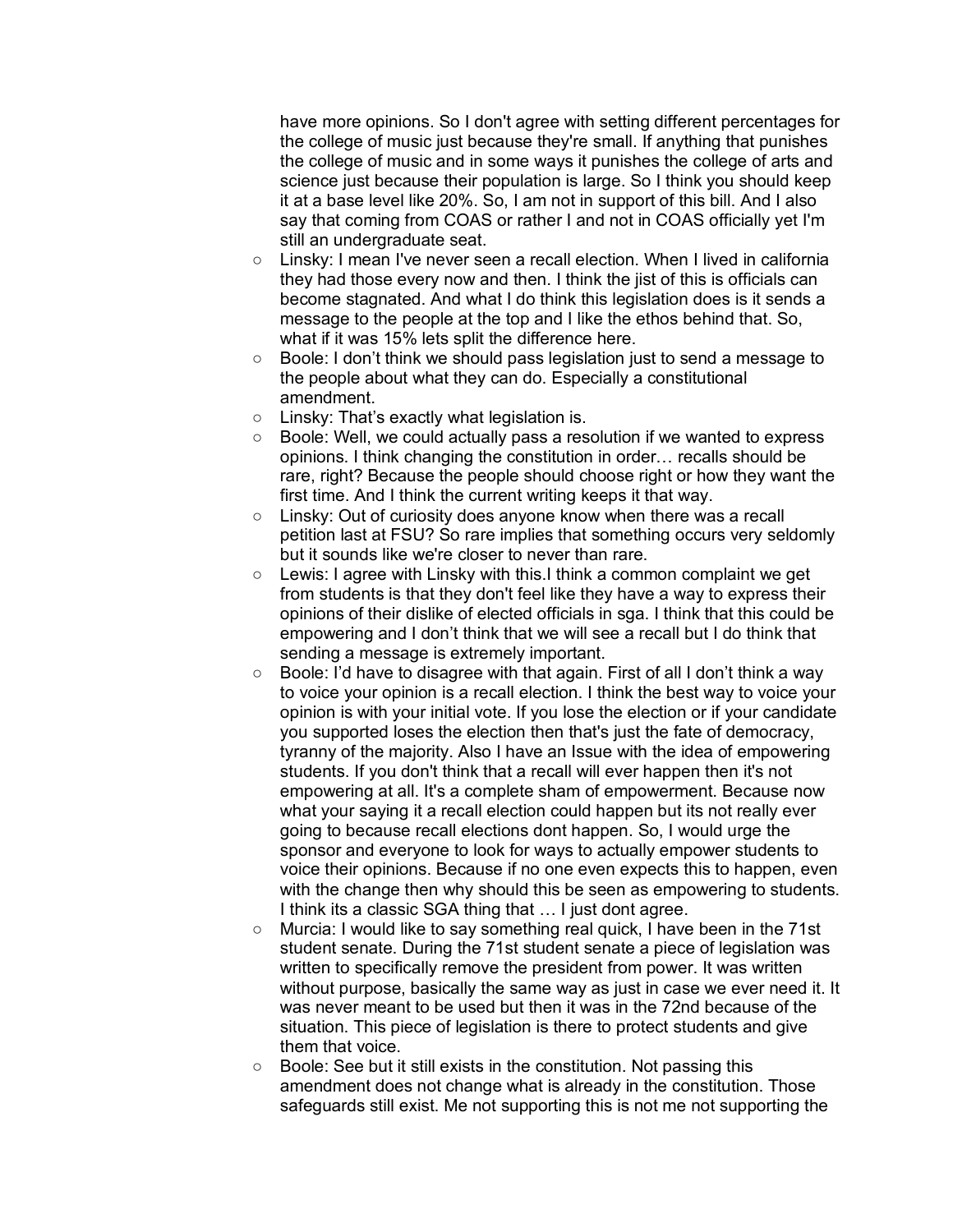have more opinions. So I don't agree with setting different percentages for the college of music just because they're small. If anything that punishes the college of music and in some ways it punishes the college of arts and science just because their population is large. So I think you should keep it at a base level like 20%. So, I am not in support of this bill. And I also say that coming from COAS or rather I and not in COAS officially yet I'm still an undergraduate seat.

- Linsky: I mean I've never seen a recall election. When I lived in california they had those every now and then. I think the jist of this is officials can become stagnated. And what I do think this legislation does is it sends a message to the people at the top and I like the ethos behind that. So, what if it was 15% lets split the difference here.
- Boole: I don't think we should pass legislation just to send a message to the people about what they can do. Especially a constitutional amendment.
- Linsky: That's exactly what legislation is.
- Boole: Well, we could actually pass a resolution if we wanted to express opinions. I think changing the constitution in order… recalls should be rare, right? Because the people should choose right or how they want the first time. And I think the current writing keeps it that way.
- Linsky: Out of curiosity does anyone know when there was a recall petition last at FSU? So rare implies that something occurs very seldomly but it sounds like we're closer to never than rare.
- Lewis: I agree with Linsky with this.I think a common complaint we get from students is that they don't feel like they have a way to express their opinions of their dislike of elected officials in sga. I think that this could be empowering and I don't think that we will see a recall but I do think that sending a message is extremely important.
- Boole: I'd have to disagree with that again. First of all I don't think a way to voice your opinion is a recall election. I think the best way to voice your opinion is with your initial vote. If you lose the election or if your candidate you supported loses the election then that's just the fate of democracy, tyranny of the majority. Also I have an Issue with the idea of empowering students. If you don't think that a recall will ever happen then it's not empowering at all. It's a complete sham of empowerment. Because now what your saying it a recall election could happen but its not really ever going to because recall elections dont happen. So, I would urge the sponsor and everyone to look for ways to actually empower students to voice their opinions. Because if no one even expects this to happen, even with the change then why should this be seen as empowering to students. I think its a classic SGA thing that … I just dont agree.
- Murcia: I would like to say something real quick, I have been in the 71st student senate. During the 71st student senate a piece of legislation was written to specifically remove the president from power. It was written without purpose, basically the same way as just in case we ever need it. It was never meant to be used but then it was in the 72nd because of the situation. This piece of legislation is there to protect students and give them that voice.
- Boole: See but it still exists in the constitution. Not passing this amendment does not change what is already in the constitution. Those safeguards still exist. Me not supporting this is not me not supporting the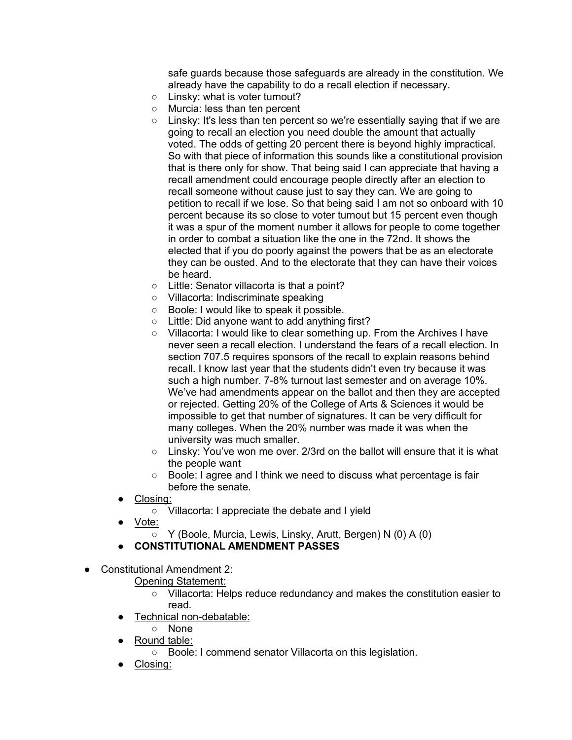safe guards because those safeguards are already in the constitution. We already have the capability to do a recall election if necessary.
    - Linsky: what is voter turnout?
    - Murcia: less than ten percent
    - Linsky: It's less than ten percent so we're essentially saying that if we are going to recall an election you need double the amount that actually voted. The odds of getting 20 percent there is beyond highly impractical. So with that piece of information this sounds like a constitutional provision that is there only for show. That being said I can appreciate that having a recall amendment could encourage people directly after an election to recall someone without cause just to say they can. We are going to petition to recall if we lose. So that being said I am not so onboard with 10 percent because its so close to voter turnout but 15 percent even though it was a spur of the moment number it allows for people to come together in order to combat a situation like the one in the 72nd. It shows the elected that if you do poorly against the powers that be as an electorate they can be ousted. And to the electorate that they can have their voices be heard.
    - Little: Senator villacorta is that a point?
    - Villacorta: Indiscriminate speaking
    - Boole: I would like to speak it possible.
    - Little: Did anyone want to add anything first?
    - Villacorta: I would like to clear something up. From the Archives I have never seen a recall election. I understand the fears of a recall election. In section 707.5 requires sponsors of the recall to explain reasons behind recall. I know last year that the students didn't even try because it was such a high number. 7-8% turnout last semester and on average 10%. We've had amendments appear on the ballot and then they are accepted or rejected. Getting 20% of the College of Arts & Sciences it would be impossible to get that number of signatures. It can be very difficult for many colleges. When the 20% number was made it was when the university was much smaller.
    - Linsky: You've won me over. 2/3rd on the ballot will ensure that it is what the people want
    - Boole: I agree and I think we need to discuss what percentage is fair before the senate.
  - Closing:
    - Villacorta: I appreciate the debate and I yield
  - Vote:
    - Y (Boole, Murcia, Lewis, Linsky, Arutt, Bergen) N (0) A (0)
  - **CONSTITUTIONAL AMENDMENT PASSES**

- Constitutional Amendment 2:
  - Opening Statement:
    - Villacorta: Helps reduce redundancy and makes the constitution easier to read.
  - Technical non-debatable:
    - None
  - Round table:
    - Boole: I commend senator Villacorta on this legislation.
  - Closing: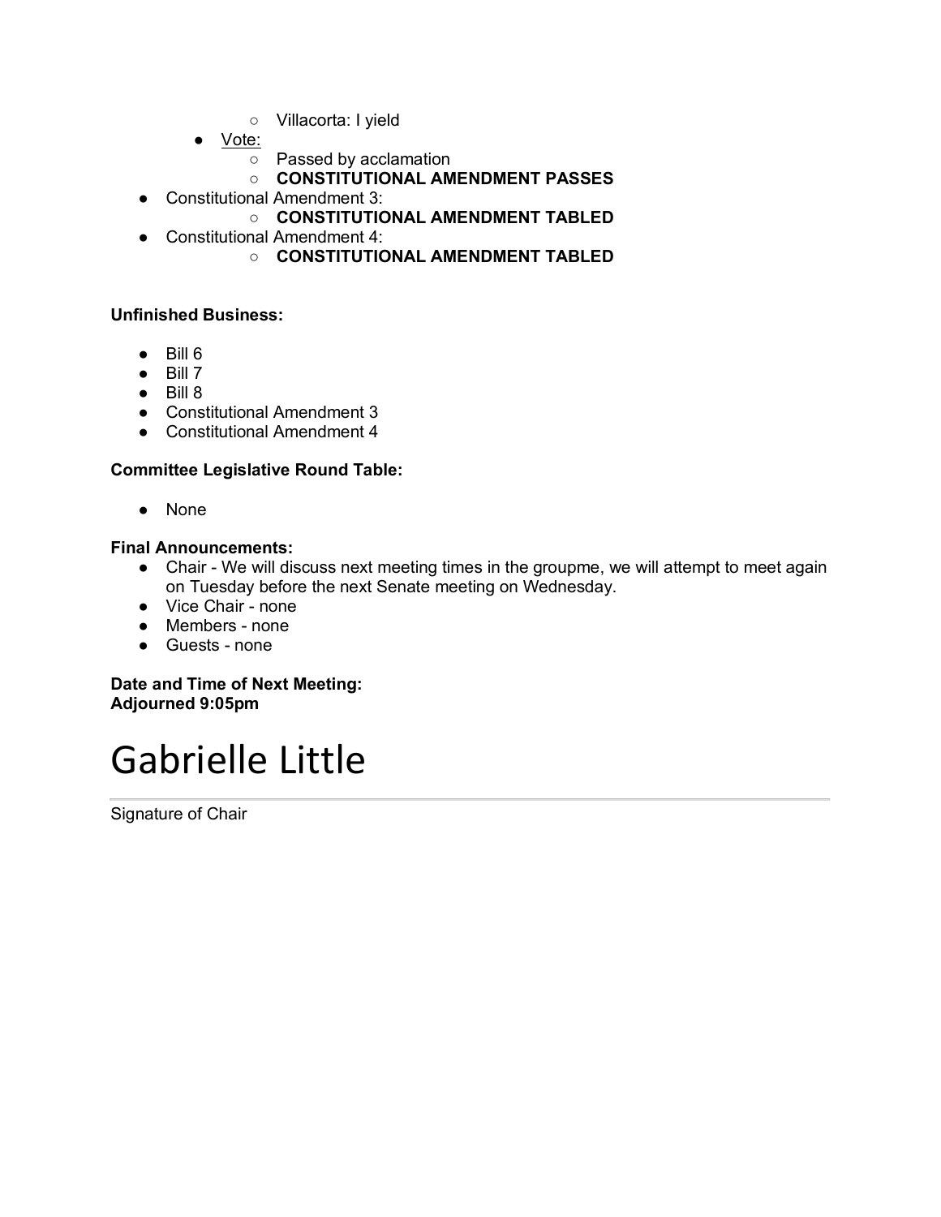- Villacorta: I yield
  - Vote:
    - Passed by acclamation
    - **CONSTITUTIONAL AMENDMENT PASSES**
- Constitutional Amendment 3:
    - **CONSTITUTIONAL AMENDMENT TABLED**
- Constitutional Amendment 4:
    - **CONSTITUTIONAL AMENDMENT TABLED**

**Unfinished Business:**

- Bill 6
- Bill 7
- Bill 8
- Constitutional Amendment 3
- Constitutional Amendment 4

**Committee Legislative Round Table:**

- None

**Final Announcements:**

- Chair - We will discuss next meeting times in the groupme, we will attempt to meet again on Tuesday before the next Senate meeting on Wednesday.
- Vice Chair - none
- Members - none
- Guests - none

**Date and Time of Next Meeting:**
**Adjourned 9:05pm**

Gabrielle Little

---

Signature of Chair